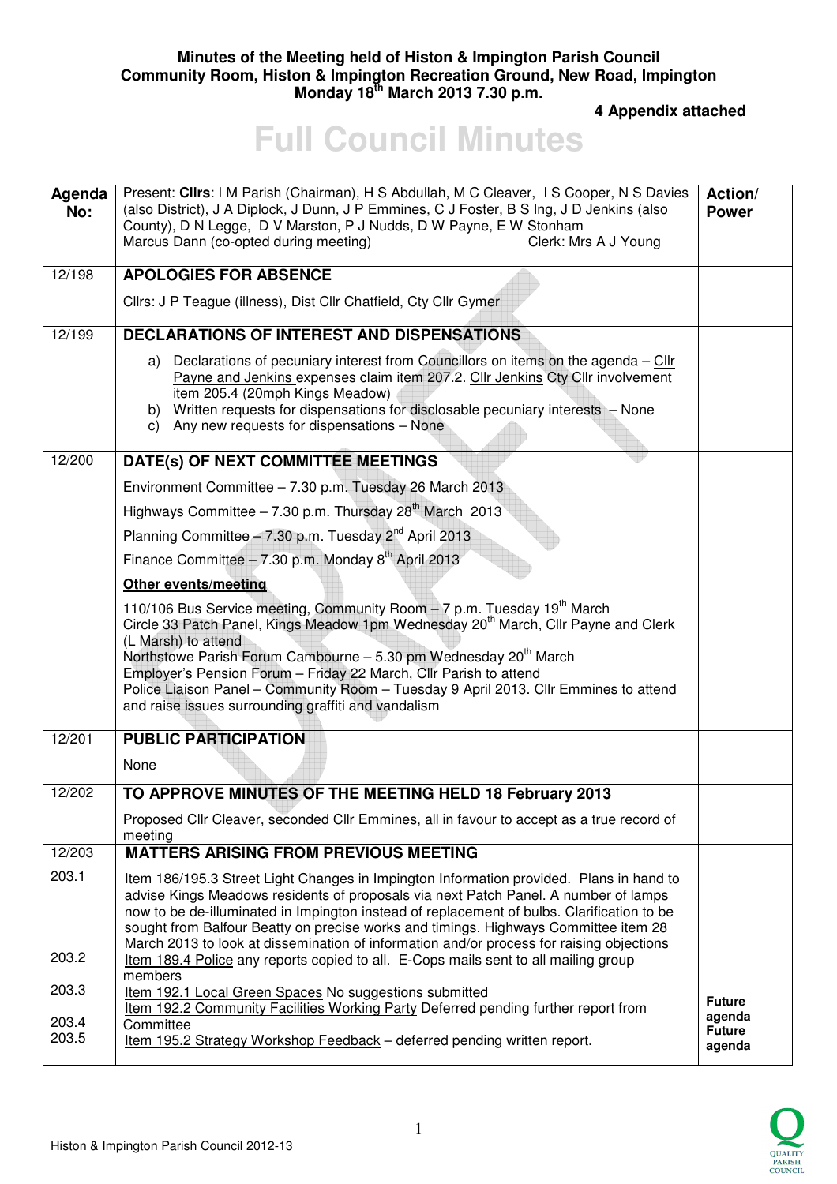**Minutes of the Meeting held of Histon & Impington Parish Council**
**Community Room, Histon & Impington Recreation Ground, New Road, Impington**
**Monday 18th March 2013 7.30 p.m.**

**4 Appendix attached**

# Full Council Minutes

| Agenda No: | Present: **Cllrs**: I M Parish (Chairman), H S Abdullah, M C Cleaver, I S Cooper, N S Davies (also District), J A Diplock, J Dunn, J P Emmines, C J Foster, B S Ing, J D Jenkins (also County), D N Legge, D V Marston, P J Nudds, D W Payne, E W Stonham Marcus Dann (co-opted during meeting) Clerk: Mrs A J Young | Action/ Power |
|---|---|---|
| 12/198 | **APOLOGIES FOR ABSENCE** | |
| | Cllrs: J P Teague (illness), Dist Cllr Chatfield, Cty Cllr Gymer | |
| 12/199 | **DECLARATIONS OF INTEREST AND DISPENSATIONS** | |
| | a) Declarations of pecuniary interest from Councillors on items on the agenda – Cllr Payne and Jenkins expenses claim item 207.2. Cllr Jenkins Cty Cllr involvement item 205.4 (20mph Kings Meadow)<br>b) Written requests for dispensations for disclosable pecuniary interests – None<br>c) Any new requests for dispensations – None | |
| 12/200 | **DATE(s) OF NEXT COMMITTEE MEETINGS** | |
| | Environment Committee – 7.30 p.m. Tuesday 26 March 2013<br>Highways Committee – 7.30 p.m. Thursday 28th March 2013<br>Planning Committee – 7.30 p.m. Tuesday 2nd April 2013<br>Finance Committee – 7.30 p.m. Monday 8th April 2013 | |
| | **Other events/meeting**<br>110/106 Bus Service meeting, Community Room – 7 p.m. Tuesday 19th March<br>Circle 33 Patch Panel, Kings Meadow 1pm Wednesday 20th March, Cllr Payne and Clerk (L Marsh) to attend<br>Northstowe Parish Forum Cambourne – 5.30 pm Wednesday 20th March<br>Employer's Pension Forum – Friday 22 March, Cllr Parish to attend<br>Police Liaison Panel – Community Room – Tuesday 9 April 2013. Cllr Emmines to attend and raise issues surrounding graffiti and vandalism | |
| 12/201 | **PUBLIC PARTICIPATION** | |
| | None | |
| 12/202 | **TO APPROVE MINUTES OF THE MEETING HELD 18 February 2013** | |
| | Proposed Cllr Cleaver, seconded Cllr Emmines, all in favour to accept as a true record of meeting | |
| 12/203 | **MATTERS ARISING FROM PREVIOUS MEETING** | |
| 203.1 | Item 186/195.3 Street Light Changes in Impington Information provided. Plans in hand to advise Kings Meadows residents of proposals via next Patch Panel. A number of lamps now to be de-illuminated in Impington instead of replacement of bulbs. Clarification to be sought from Balfour Beatty on precise works and timings. Highways Committee item 28 March 2013 to look at dissemination of information and/or process for raising objections | |
| 203.2 | Item 189.4 Police any reports copied to all. E-Cops mails sent to all mailing group members | |
| 203.3 | Item 192.1 Local Green Spaces No suggestions submitted | |
| 203.4 | Item 192.2 Community Facilities Working Party Deferred pending further report from Committee | **Future agenda** |
| 203.5 | Item 195.2 Strategy Workshop Feedback – deferred pending written report. | **Future agenda** |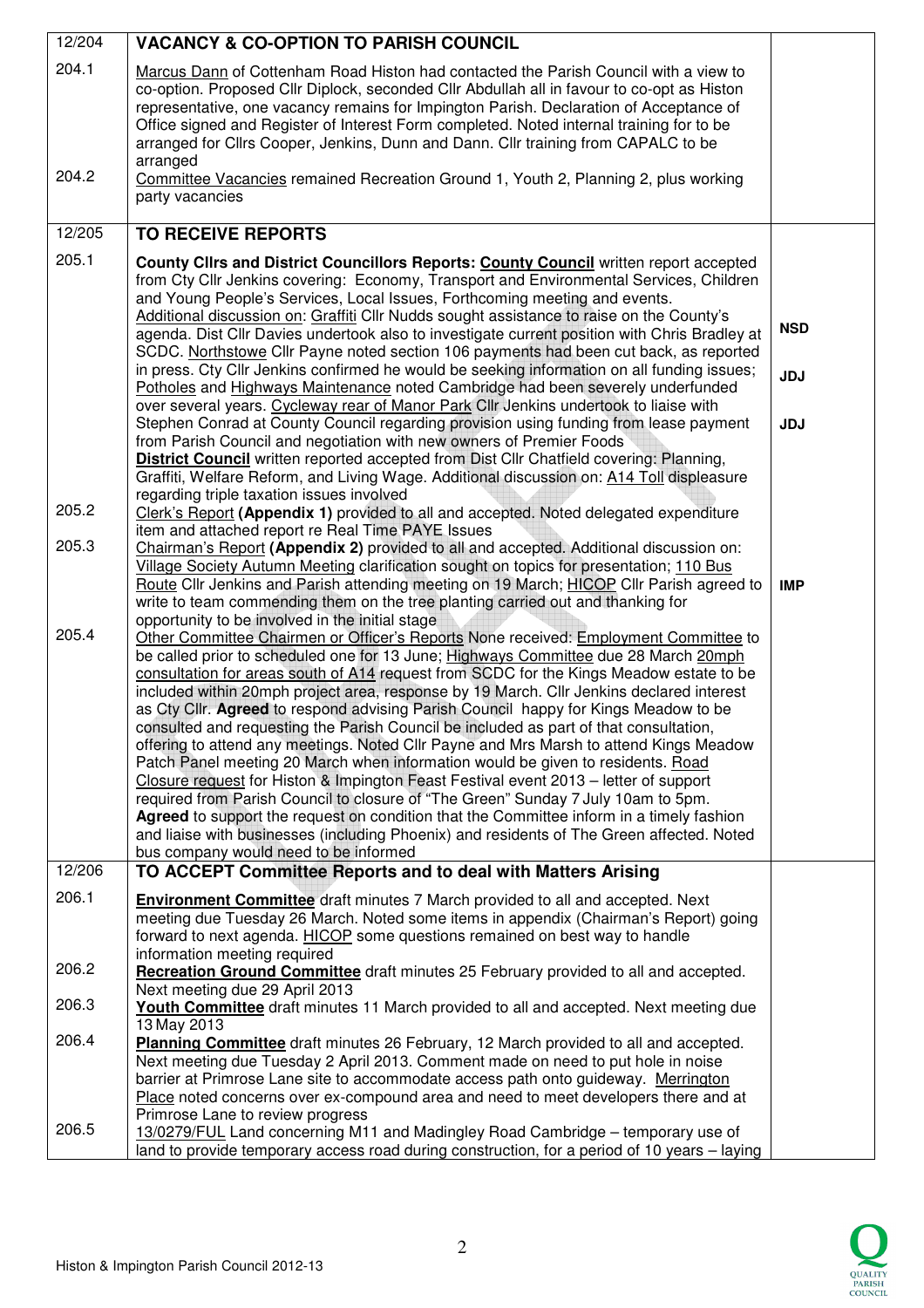| | | |
|---|---|---|
| 12/204 | **VACANCY & CO-OPTION TO PARISH COUNCIL** | |
| 204.1 | Marcus Dann of Cottenham Road Histon had contacted the Parish Council with a view to co-option. Proposed Cllr Diplock, seconded Cllr Abdullah all in favour to co-opt as Histon representative, one vacancy remains for Impington Parish. Declaration of Acceptance of Office signed and Register of Interest Form completed. Noted internal training for to be arranged for Cllrs Cooper, Jenkins, Dunn and Dann. Cllr training from CAPALC to be arranged | |
| 204.2 | Committee Vacancies remained Recreation Ground 1, Youth 2, Planning 2, plus working party vacancies | |
| 12/205 | **TO RECEIVE REPORTS** | |
| 205.1 | **County Cllrs and District Councillors Reports: County Council** written report accepted from Cty Cllr Jenkins covering: Economy, Transport and Environmental Services, Children and Young People's Services, Local Issues, Forthcoming meeting and events. Additional discussion on: Graffiti Cllr Nudds sought assistance to raise on the County's agenda. Dist Cllr Davies undertook also to investigate current position with Chris Bradley at SCDC. Northstowe Cllr Payne noted section 106 payments had been cut back, as reported in press. Cty Cllr Jenkins confirmed he would be seeking information on all funding issues; Potholes and Highways Maintenance noted Cambridge had been severely underfunded over several years. Cycleway rear of Manor Park Cllr Jenkins undertook to liaise with Stephen Conrad at County Council regarding provision using funding from lease payment from Parish Council and negotiation with new owners of Premier Foods<br>**District Council** written reported accepted from Dist Cllr Chatfield covering: Planning, Graffiti, Welfare Reform, and Living Wage. Additional discussion on: A14 Toll displeasure regarding triple taxation issues involved | **NSD**<br><br>**JDJ**<br><br>**JDJ** |
| 205.2 | Clerk's Report **(Appendix 1)** provided to all and accepted. Noted delegated expenditure item and attached report re Real Time PAYE Issues | |
| 205.3 | Chairman's Report **(Appendix 2)** provided to all and accepted. Additional discussion on: Village Society Autumn Meeting clarification sought on topics for presentation; 110 Bus Route Cllr Jenkins and Parish attending meeting on 19 March; HICOP Cllr Parish agreed to write to team commending them on the tree planting carried out and thanking for opportunity to be involved in the initial stage | **IMP** |
| 205.4 | Other Committee Chairmen or Officer's Reports None received: Employment Committee to be called prior to scheduled one for 13 June; Highways Committee due 28 March 20mph consultation for areas south of A14 request from SCDC for the Kings Meadow estate to be included within 20mph project area, response by 19 March. Cllr Jenkins declared interest as Cty Cllr. **Agreed** to respond advising Parish Council happy for Kings Meadow to be consulted and requesting the Parish Council be included as part of that consultation, offering to attend any meetings. Noted Cllr Payne and Mrs Marsh to attend Kings Meadow Patch Panel meeting 20 March when information would be given to residents. Road Closure request for Histon & Impington Feast Festival event 2013 – letter of support required from Parish Council to closure of "The Green" Sunday 7 July 10am to 5pm. **Agreed** to support the request on condition that the Committee inform in a timely fashion and liaise with businesses (including Phoenix) and residents of The Green affected. Noted bus company would need to be informed | |
| 12/206 | **TO ACCEPT Committee Reports and to deal with Matters Arising** | |
| 206.1 | **Environment Committee** draft minutes 7 March provided to all and accepted. Next meeting due Tuesday 26 March. Noted some items in appendix (Chairman's Report) going forward to next agenda. HICOP some questions remained on best way to handle information meeting required | |
| 206.2 | **Recreation Ground Committee** draft minutes 25 February provided to all and accepted. Next meeting due 29 April 2013 | |
| 206.3 | **Youth Committee** draft minutes 11 March provided to all and accepted. Next meeting due 13 May 2013 | |
| 206.4 | **Planning Committee** draft minutes 26 February, 12 March provided to all and accepted. Next meeting due Tuesday 2 April 2013. Comment made on need to put hole in noise barrier at Primrose Lane site to accommodate access path onto guideway. Merrington Place noted concerns over ex-compound area and need to meet developers there and at Primrose Lane to review progress | |
| 206.5 | 13/0279/FUL Land concerning M11 and Madingley Road Cambridge – temporary use of land to provide temporary access road during construction, for a period of 10 years – laying | |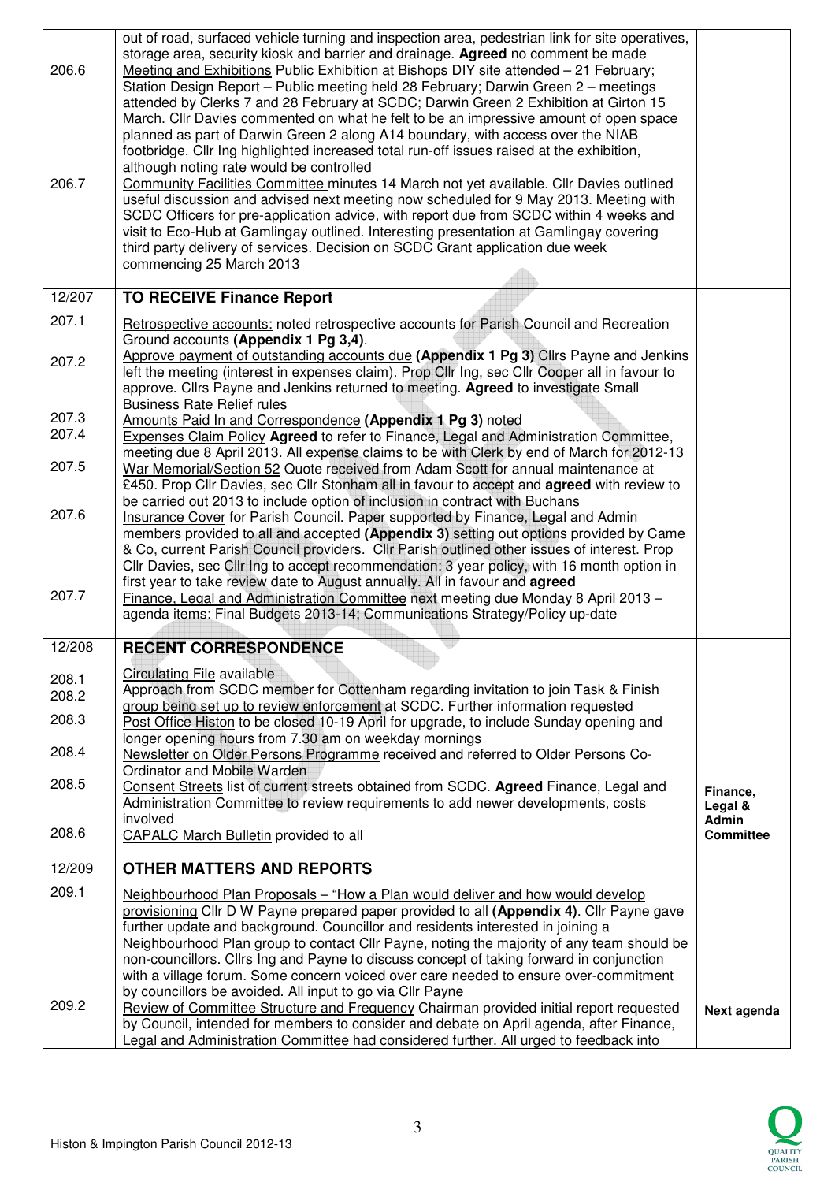| | | |
|---|---|---|
| 206.6 | out of road, surfaced vehicle turning and inspection area, pedestrian link for site operatives, storage area, security kiosk and barrier and drainage. **Agreed** no comment be made<br>Meeting and Exhibitions Public Exhibition at Bishops DIY site attended – 21 February; Station Design Report – Public meeting held 28 February; Darwin Green 2 – meetings attended by Clerks 7 and 28 February at SCDC; Darwin Green 2 Exhibition at Girton 15 March. Cllr Davies commented on what he felt to be an impressive amount of open space planned as part of Darwin Green 2 along A14 boundary, with access over the NIAB footbridge. Cllr Ing highlighted increased total run-off issues raised at the exhibition, although noting rate would be controlled | |
| 206.7 | Community Facilities Committee minutes 14 March not yet available. Cllr Davies outlined useful discussion and advised next meeting now scheduled for 9 May 2013. Meeting with SCDC Officers for pre-application advice, with report due from SCDC within 4 weeks and visit to Eco-Hub at Gamlingay outlined. Interesting presentation at Gamlingay covering third party delivery of services. Decision on SCDC Grant application due week commencing 25 March 2013 | |
| 12/207 | **TO RECEIVE Finance Report** | |
| 207.1 | Retrospective accounts: noted retrospective accounts for Parish Council and Recreation Ground accounts **(Appendix 1 Pg 3,4)**. | |
| 207.2 | Approve payment of outstanding accounts due **(Appendix 1 Pg 3)** Cllrs Payne and Jenkins left the meeting (interest in expenses claim). Prop Cllr Ing, sec Cllr Cooper all in favour to approve. Cllrs Payne and Jenkins returned to meeting. **Agreed** to investigate Small Business Rate Relief rules | |
| 207.3 | Amounts Paid In and Correspondence **(Appendix 1 Pg 3)** noted | |
| 207.4 | Expenses Claim Policy **Agreed** to refer to Finance, Legal and Administration Committee, meeting due 8 April 2013. All expense claims to be with Clerk by end of March for 2012-13 | |
| 207.5 | War Memorial/Section 52 Quote received from Adam Scott for annual maintenance at £450. Prop Cllr Davies, sec Cllr Stonham all in favour to accept and **agreed** with review to be carried out 2013 to include option of inclusion in contract with Buchans | |
| 207.6 | Insurance Cover for Parish Council. Paper supported by Finance, Legal and Admin members provided to all and accepted **(Appendix 3)** setting out options provided by Came & Co, current Parish Council providers. Cllr Parish outlined other issues of interest. Prop Cllr Davies, sec Cllr Ing to accept recommendation: 3 year policy, with 16 month option in first year to take review date to August annually. All in favour and **agreed** | |
| 207.7 | Finance, Legal and Administration Committee next meeting due Monday 8 April 2013 – agenda items: Final Budgets 2013-14; Communications Strategy/Policy up-date | |
| 12/208 | **RECENT CORRESPONDENCE** | |
| 208.1 | Circulating File available | |
| 208.2 | Approach from SCDC member for Cottenham regarding invitation to join Task & Finish group being set up to review enforcement at SCDC. Further information requested | |
| 208.3 | Post Office Histon to be closed 10-19 April for upgrade, to include Sunday opening and longer opening hours from 7.30 am on weekday mornings | |
| 208.4 | Newsletter on Older Persons Programme received and referred to Older Persons Co-Ordinator and Mobile Warden | |
| 208.5 | Consent Streets list of current streets obtained from SCDC. **Agreed** Finance, Legal and Administration Committee to review requirements to add newer developments, costs involved | **Finance, Legal & Admin Committee** |
| 208.6 | CAPALC March Bulletin provided to all | |
| 12/209 | **OTHER MATTERS AND REPORTS** | |
| 209.1 | Neighbourhood Plan Proposals – "How a Plan would deliver and how would develop provisioning Cllr D W Payne prepared paper provided to all **(Appendix 4)**. Cllr Payne gave further update and background. Councillor and residents interested in joining a Neighbourhood Plan group to contact Cllr Payne, noting the majority of any team should be non-councillors. Cllrs Ing and Payne to discuss concept of taking forward in conjunction with a village forum. Some concern voiced over care needed to ensure over-commitment by councillors be avoided. All input to go via Cllr Payne | |
| 209.2 | Review of Committee Structure and Frequency Chairman provided initial report requested by Council, intended for members to consider and debate on April agenda, after Finance, Legal and Administration Committee had considered further. All urged to feedback into | **Next agenda** |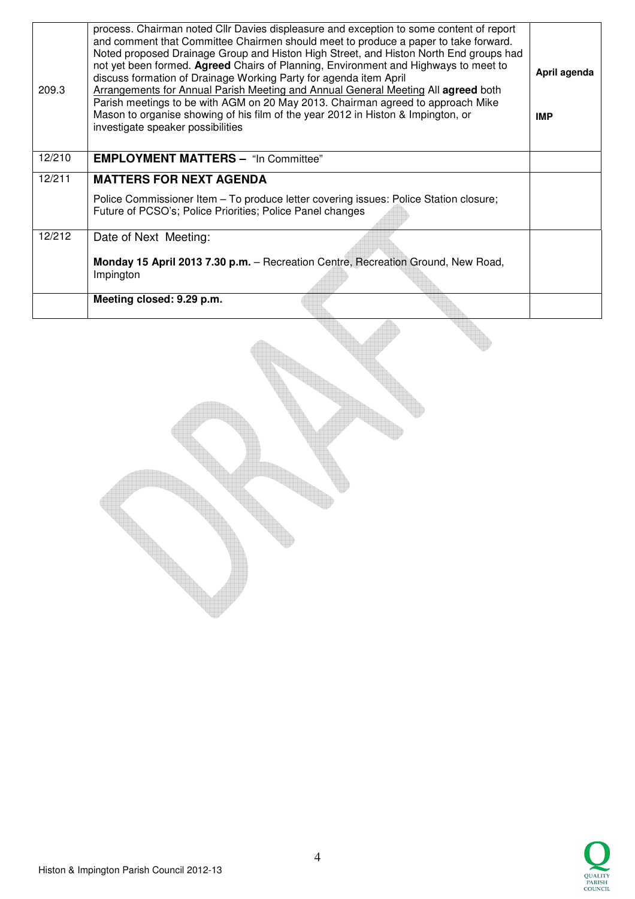| | | |
|---|---|---|
| 209.3 | process. Chairman noted Cllr Davies displeasure and exception to some content of report and comment that Committee Chairmen should meet to produce a paper to take forward. Noted proposed Drainage Group and Histon High Street, and Histon North End groups had not yet been formed. **Agreed** Chairs of Planning, Environment and Highways to meet to discuss formation of Drainage Working Party for agenda item April<br>Arrangements for Annual Parish Meeting and Annual General Meeting All **agreed** both Parish meetings to be with AGM on 20 May 2013. Chairman agreed to approach Mike Mason to organise showing of his film of the year 2012 in Histon & Impington, or investigate speaker possibilities | **April agenda**<br><br>**IMP** |
| 12/210 | **EMPLOYMENT MATTERS –** "In Committee" | |
| 12/211 | **MATTERS FOR NEXT AGENDA**<br><br>Police Commissioner Item – To produce letter covering issues: Police Station closure; Future of PCSO's; Police Priorities; Police Panel changes | |
| 12/212 | Date of Next Meeting:<br><br>**Monday 15 April 2013 7.30 p.m.** – Recreation Centre, Recreation Ground, New Road, Impington | |
| | **Meeting closed: 9.29 p.m.** | |